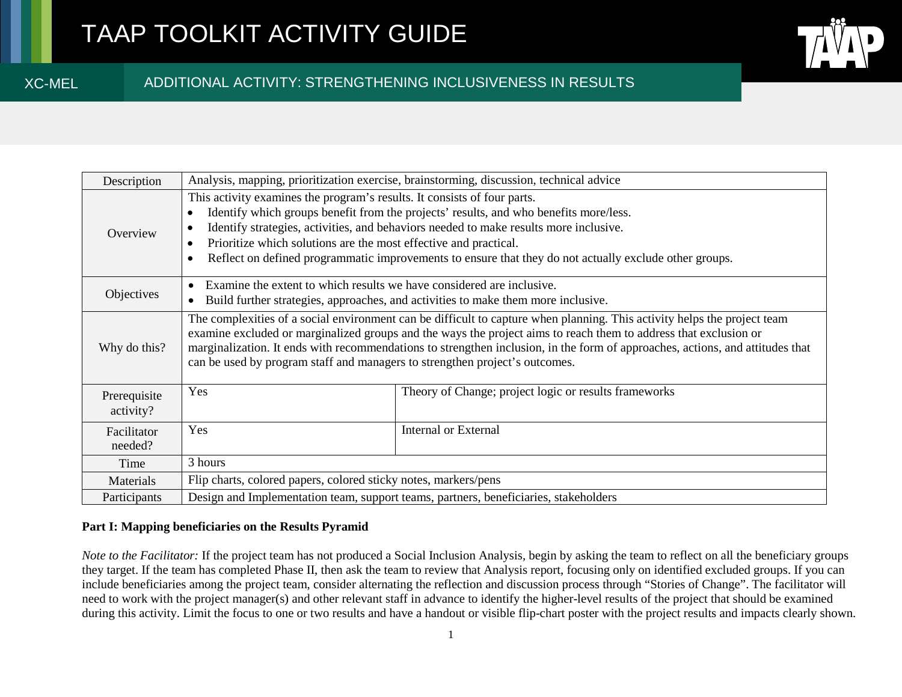# TAAP TOOLKIT ACTIVITY GUIDE

XC-MEL

## ADDITIONAL ACTIVITY: STRENGTHENING INCLUSIVENESS IN RESULTS

| Description | Analysis, mapping, prioritization exercise, brainstorming, discussion, technical advice | |
|---|---|---|
| Overview | This activity examines the program's results. It consists of four parts.<br>• Identify which groups benefit from the projects' results, and who benefits more/less.<br>• Identify strategies, activities, and behaviors needed to make results more inclusive.<br>• Prioritize which solutions are the most effective and practical.<br>• Reflect on defined programmatic improvements to ensure that they do not actually exclude other groups. | |
| Objectives | • Examine the extent to which results we have considered are inclusive.<br>• Build further strategies, approaches, and activities to make them more inclusive. | |
| Why do this? | The complexities of a social environment can be difficult to capture when planning. This activity helps the project team examine excluded or marginalized groups and the ways the project aims to reach them to address that exclusion or marginalization. It ends with recommendations to strengthen inclusion, in the form of approaches, actions, and attitudes that can be used by program staff and managers to strengthen project's outcomes. | |
| Prerequisite activity? | Yes | Theory of Change; project logic or results frameworks |
| Facilitator needed? | Yes | Internal or External |
| Time | 3 hours | |
| Materials | Flip charts, colored papers, colored sticky notes, markers/pens | |
| Participants | Design and Implementation team, support teams, partners, beneficiaries, stakeholders | |

**Part I: Mapping beneficiaries on the Results Pyramid**

*Note to the Facilitator:* If the project team has not produced a Social Inclusion Analysis, begin by asking the team to reflect on all the beneficiary groups they target. If the team has completed Phase II, then ask the team to review that Analysis report, focusing only on identified excluded groups. If you can include beneficiaries among the project team, consider alternating the reflection and discussion process through "Stories of Change". The facilitator will need to work with the project manager(s) and other relevant staff in advance to identify the higher-level results of the project that should be examined during this activity. Limit the focus to one or two results and have a handout or visible flip-chart poster with the project results and impacts clearly shown.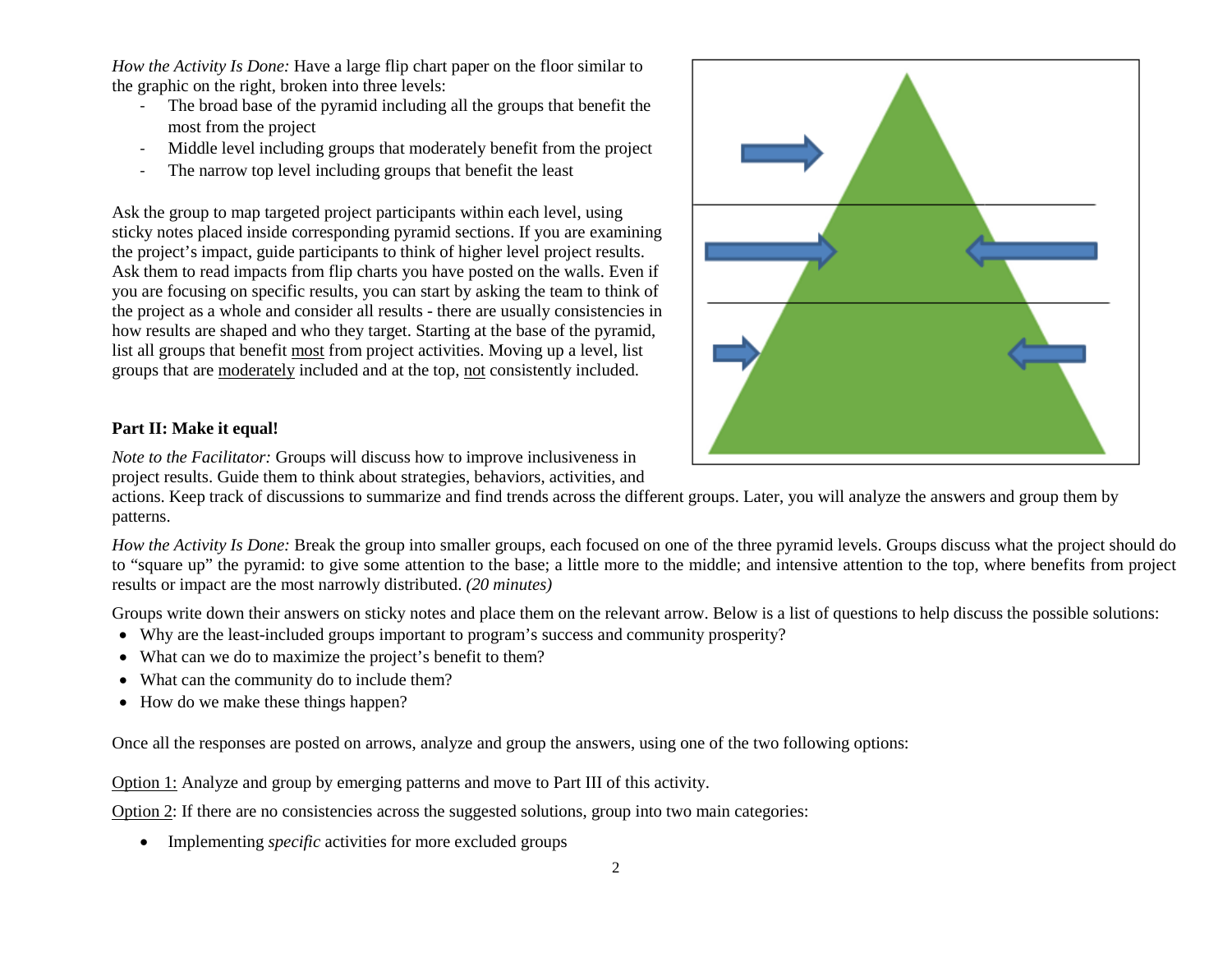*How the Activity Is Done:* Have a large flip chart paper on the floor similar to the graphic on the right, broken into three levels:

- The broad base of the pyramid including all the groups that benefit the most from the project
- Middle level including groups that moderately benefit from the project
- The narrow top level including groups that benefit the least

Ask the group to map targeted project participants within each level, using sticky notes placed inside corresponding pyramid sections. If you are examining the project's impact, guide participants to think of higher level project results. Ask them to read impacts from flip charts you have posted on the walls. Even if you are focusing on specific results, you can start by asking the team to think of the project as a whole and consider all results - there are usually consistencies in how results are shaped and who they target. Starting at the base of the pyramid, list all groups that benefit most from project activities. Moving up a level, list groups that are moderately included and at the top, not consistently included.

**Part II: Make it equal!**

*Note to the Facilitator:* Groups will discuss how to improve inclusiveness in project results. Guide them to think about strategies, behaviors, activities, and actions. Keep track of discussions to summarize and find trends across the different groups. Later, you will analyze the answers and group them by patterns.

*How the Activity Is Done:* Break the group into smaller groups, each focused on one of the three pyramid levels. Groups discuss what the project should do to "square up" the pyramid: to give some attention to the base; a little more to the middle; and intensive attention to the top, where benefits from project results or impact are the most narrowly distributed. *(20 minutes)*

Groups write down their answers on sticky notes and place them on the relevant arrow. Below is a list of questions to help discuss the possible solutions:

- Why are the least-included groups important to program's success and community prosperity?
- What can we do to maximize the project's benefit to them?
- What can the community do to include them?
- How do we make these things happen?

Once all the responses are posted on arrows, analyze and group the answers, using one of the two following options:

Option 1: Analyze and group by emerging patterns and move to Part III of this activity.

Option 2: If there are no consistencies across the suggested solutions, group into two main categories:

- Implementing *specific* activities for more excluded groups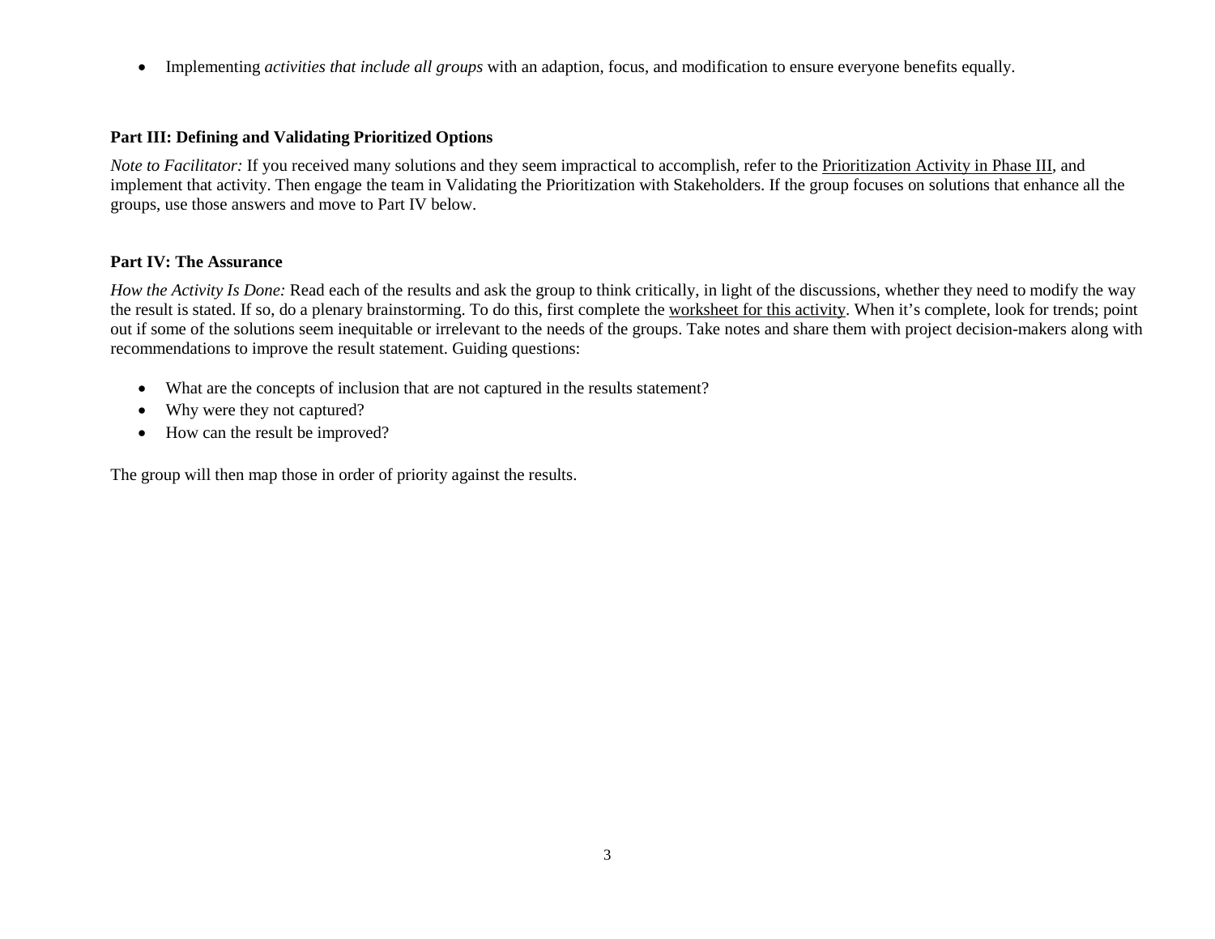- Implementing *activities that include all groups* with an adaption, focus, and modification to ensure everyone benefits equally.

**Part III: Defining and Validating Prioritized Options**

*Note to Facilitator:* If you received many solutions and they seem impractical to accomplish, refer to the Prioritization Activity in Phase III, and implement that activity. Then engage the team in Validating the Prioritization with Stakeholders. If the group focuses on solutions that enhance all the groups, use those answers and move to Part IV below.

**Part IV: The Assurance**

*How the Activity Is Done:* Read each of the results and ask the group to think critically, in light of the discussions, whether they need to modify the way the result is stated. If so, do a plenary brainstorming. To do this, first complete the worksheet for this activity. When it's complete, look for trends; point out if some of the solutions seem inequitable or irrelevant to the needs of the groups. Take notes and share them with project decision-makers along with recommendations to improve the result statement. Guiding questions:

- What are the concepts of inclusion that are not captured in the results statement?
- Why were they not captured?
- How can the result be improved?

The group will then map those in order of priority against the results.